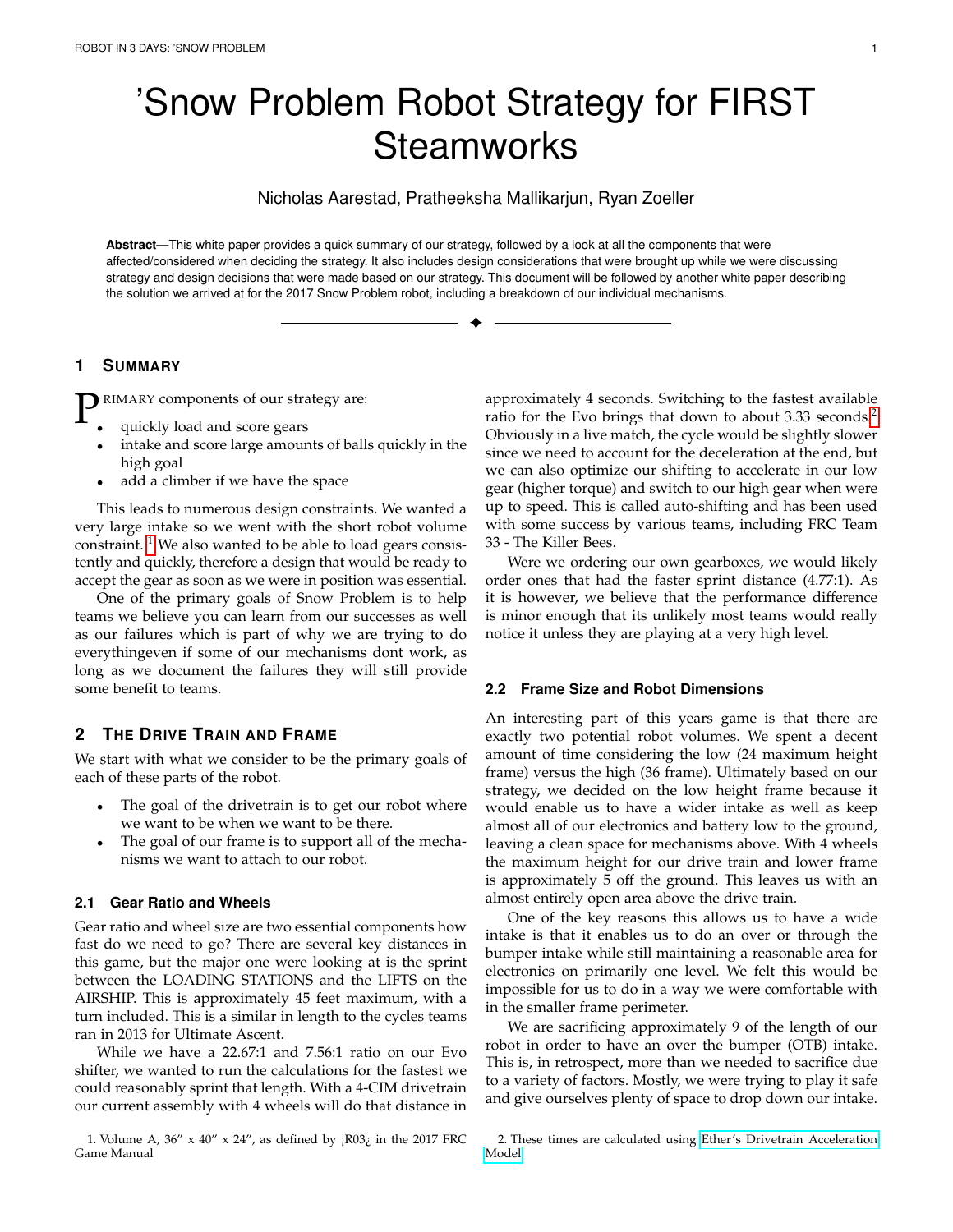# 'Snow Problem Robot Strategy for FIRST Steamworks

Nicholas Aarestad, Pratheeksha Mallikarjun, Ryan Zoeller

**Abstract**—This white paper provides a quick summary of our strategy, followed by a look at all the components that were affected/considered when deciding the strategy. It also includes design considerations that were brought up while we were discussing strategy and design decisions that were made based on our strategy. This document will be followed by another white paper describing the solution we arrived at for the 2017 Snow Problem robot, including a breakdown of our individual mechanisms.

## 1 Summary

PRIMARY components of our strategy are:

- quickly load and score gears
- intake and score large amounts of balls quickly in the high goal
- add a climber if we have the space

This leads to numerous design constraints. We wanted a very large intake so we went with the short robot volume constraint. [1] We also wanted to be able to load gears consistently and quickly, therefore a design that would be ready to accept the gear as soon as we were in position was essential.

One of the primary goals of Snow Problem is to help teams we believe you can learn from our successes as well as our failures which is part of why we are trying to do everythingeven if some of our mechanisms dont work, as long as we document the failures they will still provide some benefit to teams.

## 2 The Drive Train and Frame

We start with what we consider to be the primary goals of each of these parts of the robot.

- The goal of the drivetrain is to get our robot where we want to be when we want to be there.
- The goal of our frame is to support all of the mechanisms we want to attach to our robot.

### 2.1 Gear Ratio and Wheels

Gear ratio and wheel size are two essential components how fast do we need to go? There are several key distances in this game, but the major one were looking at is the sprint between the LOADING STATIONS and the LIFTS on the AIRSHIP. This is approximately 45 feet maximum, with a turn included. This is a similar in length to the cycles teams ran in 2013 for Ultimate Ascent.

While we have a 22.67:1 and 7.56:1 ratio on our Evo shifter, we wanted to run the calculations for the fastest we could reasonably sprint that length. With a 4-CIM drivetrain our current assembly with 4 wheels will do that distance in approximately 4 seconds. Switching to the fastest available ratio for the Evo brings that down to about 3.33 seconds.[2] Obviously in a live match, the cycle would be slightly slower since we need to account for the deceleration at the end, but we can also optimize our shifting to accelerate in our low gear (higher torque) and switch to our high gear when were up to speed. This is called auto-shifting and has been used with some success by various teams, including FRC Team 33 - The Killer Bees.

Were we ordering our own gearboxes, we would likely order ones that had the faster sprint distance (4.77:1). As it is however, we believe that the performance difference is minor enough that its unlikely most teams would really notice it unless they are playing at a very high level.

### 2.2 Frame Size and Robot Dimensions

An interesting part of this years game is that there are exactly two potential robot volumes. We spent a decent amount of time considering the low (24 maximum height frame) versus the high (36 frame). Ultimately based on our strategy, we decided on the low height frame because it would enable us to have a wider intake as well as keep almost all of our electronics and battery low to the ground, leaving a clean space for mechanisms above. With 4 wheels the maximum height for our drive train and lower frame is approximately 5 off the ground. This leaves us with an almost entirely open area above the drive train.

One of the key reasons this allows us to have a wide intake is that it enables us to do an over or through the bumper intake while still maintaining a reasonable area for electronics on primarily one level. We felt this would be impossible for us to do in a way we were comfortable with in the smaller frame perimeter.

We are sacrificing approximately 9 of the length of our robot in order to have an over the bumper (OTB) intake. This is, in retrospect, more than we needed to sacrifice due to a variety of factors. Mostly, we were trying to play it safe and give ourselves plenty of space to drop down our intake.

1. Volume A, 36″ x 40″ x 24″, as defined by ¡R03¿ in the 2017 FRC Game Manual

2. These times are calculated using Ether's Drivetrain Acceleration Model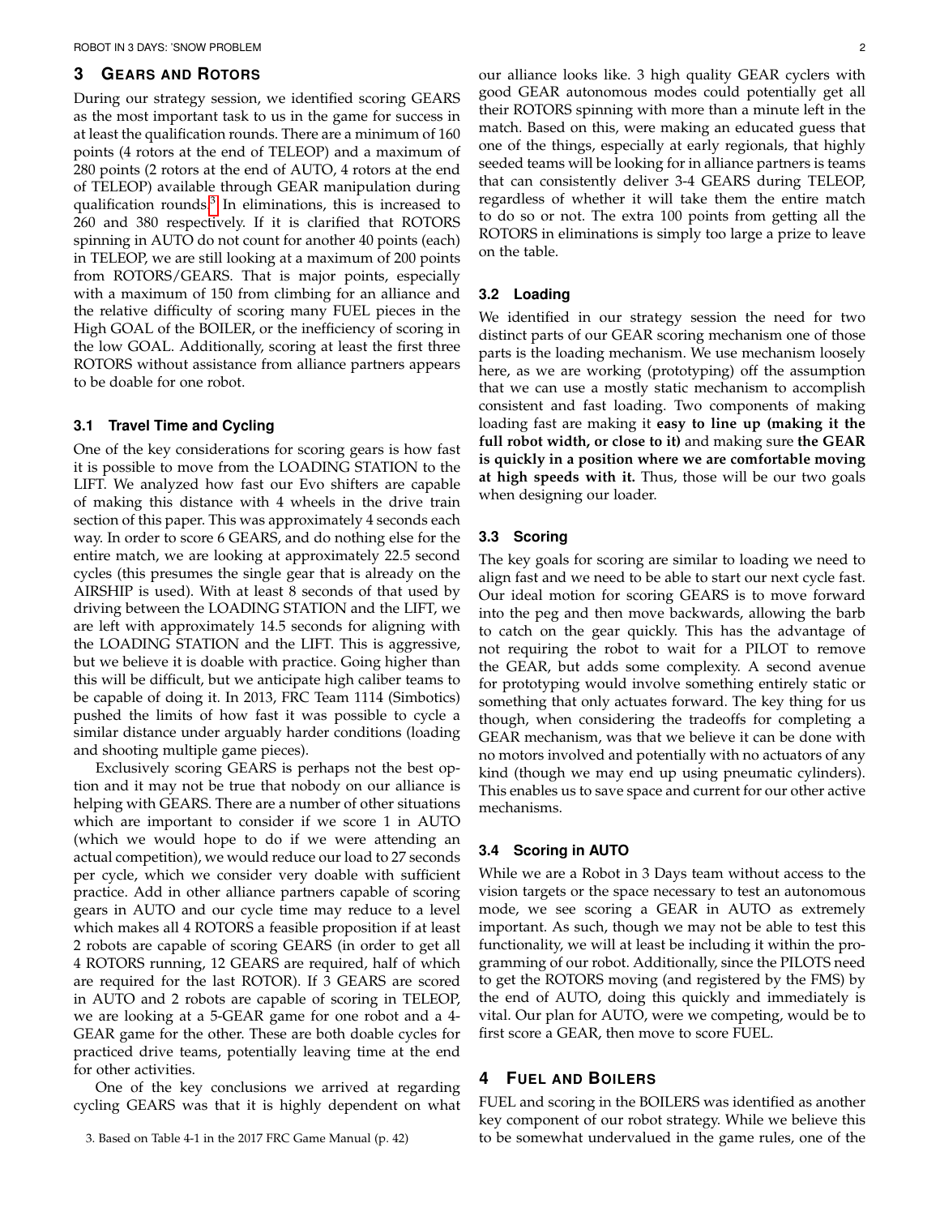## 3 Gears and Rotors

During our strategy session, we identified scoring GEARS as the most important task to us in the game for success in at least the qualification rounds. There are a minimum of 160 points (4 rotors at the end of TELEOP) and a maximum of 280 points (2 rotors at the end of AUTO, 4 rotors at the end of TELEOP) available through GEAR manipulation during qualification rounds.[3] In eliminations, this is increased to 260 and 380 respectively. If it is clarified that ROTORS spinning in AUTO do not count for another 40 points (each) in TELEOP, we are still looking at a maximum of 200 points from ROTORS/GEARS. That is major points, especially with a maximum of 150 from climbing for an alliance and the relative difficulty of scoring many FUEL pieces in the High GOAL of the BOILER, or the inefficiency of scoring in the low GOAL. Additionally, scoring at least the first three ROTORS without assistance from alliance partners appears to be doable for one robot.

### 3.1 Travel Time and Cycling

One of the key considerations for scoring gears is how fast it is possible to move from the LOADING STATION to the LIFT. We analyzed how fast our Evo shifters are capable of making this distance with 4 wheels in the drive train section of this paper. This was approximately 4 seconds each way. In order to score 6 GEARS, and do nothing else for the entire match, we are looking at approximately 22.5 second cycles (this presumes the single gear that is already on the AIRSHIP is used). With at least 8 seconds of that used by driving between the LOADING STATION and the LIFT, we are left with approximately 14.5 seconds for aligning with the LOADING STATION and the LIFT. This is aggressive, but we believe it is doable with practice. Going higher than this will be difficult, but we anticipate high caliber teams to be capable of doing it. In 2013, FRC Team 1114 (Simbotics) pushed the limits of how fast it was possible to cycle a similar distance under arguably harder conditions (loading and shooting multiple game pieces).

Exclusively scoring GEARS is perhaps not the best option and it may not be true that nobody on our alliance is helping with GEARS. There are a number of other situations which are important to consider if we score 1 in AUTO (which we would hope to do if we were attending an actual competition), we would reduce our load to 27 seconds per cycle, which we consider very doable with sufficient practice. Add in other alliance partners capable of scoring gears in AUTO and our cycle time may reduce to a level which makes all 4 ROTORS a feasible proposition if at least 2 robots are capable of scoring GEARS (in order to get all 4 ROTORS running, 12 GEARS are required, half of which are required for the last ROTOR). If 3 GEARS are scored in AUTO and 2 robots are capable of scoring in TELEOP, we are looking at a 5-GEAR game for one robot and a 4-GEAR game for the other. These are both doable cycles for practiced drive teams, potentially leaving time at the end for other activities.

One of the key conclusions we arrived at regarding cycling GEARS was that it is highly dependent on what our alliance looks like. 3 high quality GEAR cyclers with good GEAR autonomous modes could potentially get all their ROTORS spinning with more than a minute left in the match. Based on this, were making an educated guess that one of the things, especially at early regionals, that highly seeded teams will be looking for in alliance partners is teams that can consistently deliver 3-4 GEARS during TELEOP, regardless of whether it will take them the entire match to do so or not. The extra 100 points from getting all the ROTORS in eliminations is simply too large a prize to leave on the table.

### 3.2 Loading

We identified in our strategy session the need for two distinct parts of our GEAR scoring mechanism one of those parts is the loading mechanism. We use mechanism loosely here, as we are working (prototyping) off the assumption that we can use a mostly static mechanism to accomplish consistent and fast loading. Two components of making loading fast are making it **easy to line up (making it the full robot width, or close to it)** and making sure **the GEAR is quickly in a position where we are comfortable moving at high speeds with it.** Thus, those will be our two goals when designing our loader.

### 3.3 Scoring

The key goals for scoring are similar to loading we need to align fast and we need to be able to start our next cycle fast. Our ideal motion for scoring GEARS is to move forward into the peg and then move backwards, allowing the barb to catch on the gear quickly. This has the advantage of not requiring the robot to wait for a PILOT to remove the GEAR, but adds some complexity. A second avenue for prototyping would involve something entirely static or something that only actuates forward. The key thing for us though, when considering the tradeoffs for completing a GEAR mechanism, was that we believe it can be done with no motors involved and potentially with no actuators of any kind (though we may end up using pneumatic cylinders). This enables us to save space and current for our other active mechanisms.

### 3.4 Scoring in AUTO

While we are a Robot in 3 Days team without access to the vision targets or the space necessary to test an autonomous mode, we see scoring a GEAR in AUTO as extremely important. As such, though we may not be able to test this functionality, we will at least be including it within the programming of our robot. Additionally, since the PILOTS need to get the ROTORS moving (and registered by the FMS) by the end of AUTO, doing this quickly and immediately is vital. Our plan for AUTO, were we competing, would be to first score a GEAR, then move to score FUEL.

## 4 Fuel and Boilers

FUEL and scoring in the BOILERS was identified as another key component of our robot strategy. While we believe this to be somewhat undervalued in the game rules, one of the

3. Based on Table 4-1 in the 2017 FRC Game Manual (p. 42)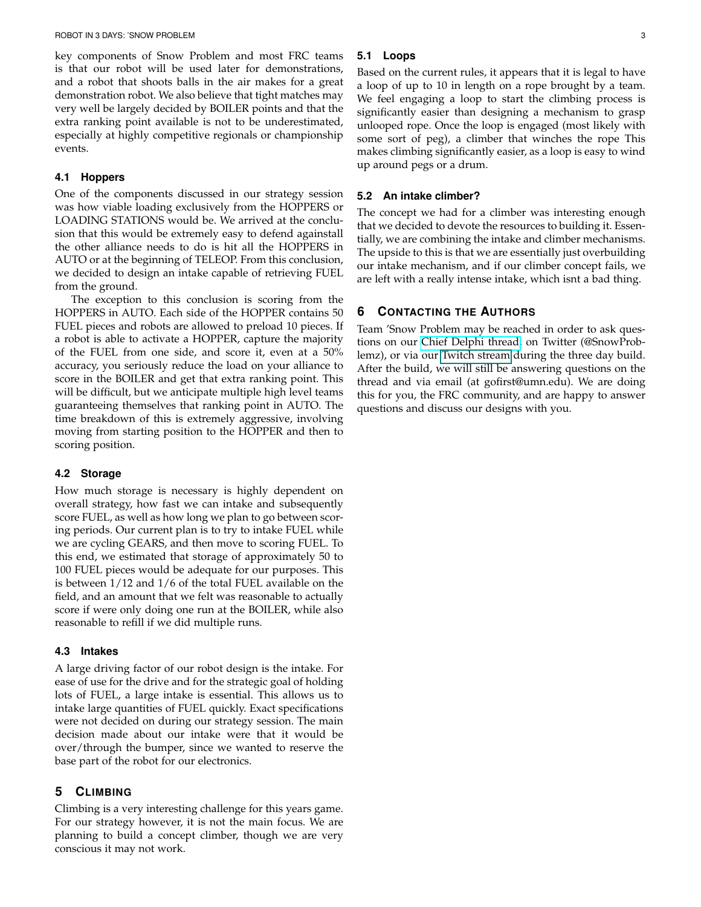key components of Snow Problem and most FRC teams is that our robot will be used later for demonstrations, and a robot that shoots balls in the air makes for a great demonstration robot. We also believe that tight matches may very well be largely decided by BOILER points and that the extra ranking point available is not to be underestimated, especially at highly competitive regionals or championship events.

### 4.1 Hoppers

One of the components discussed in our strategy session was how viable loading exclusively from the HOPPERS or LOADING STATIONS would be. We arrived at the conclusion that this would be extremely easy to defend againstall the other alliance needs to do is hit all the HOPPERS in AUTO or at the beginning of TELEOP. From this conclusion, we decided to design an intake capable of retrieving FUEL from the ground.

The exception to this conclusion is scoring from the HOPPERS in AUTO. Each side of the HOPPER contains 50 FUEL pieces and robots are allowed to preload 10 pieces. If a robot is able to activate a HOPPER, capture the majority of the FUEL from one side, and score it, even at a 50% accuracy, you seriously reduce the load on your alliance to score in the BOILER and get that extra ranking point. This will be difficult, but we anticipate multiple high level teams guaranteeing themselves that ranking point in AUTO. The time breakdown of this is extremely aggressive, involving moving from starting position to the HOPPER and then to scoring position.

### 4.2 Storage

How much storage is necessary is highly dependent on overall strategy, how fast we can intake and subsequently score FUEL, as well as how long we plan to go between scoring periods. Our current plan is to try to intake FUEL while we are cycling GEARS, and then move to scoring FUEL. To this end, we estimated that storage of approximately 50 to 100 FUEL pieces would be adequate for our purposes. This is between 1/12 and 1/6 of the total FUEL available on the field, and an amount that we felt was reasonable to actually score if were only doing one run at the BOILER, while also reasonable to refill if we did multiple runs.

### 4.3 Intakes

A large driving factor of our robot design is the intake. For ease of use for the drive and for the strategic goal of holding lots of FUEL, a large intake is essential. This allows us to intake large quantities of FUEL quickly. Exact specifications were not decided on during our strategy session. The main decision made about our intake were that it would be over/through the bumper, since we wanted to reserve the base part of the robot for our electronics.

## 5 Climbing

Climbing is a very interesting challenge for this years game. For our strategy however, it is not the main focus. We are planning to build a concept climber, though we are very conscious it may not work.

### 5.1 Loops

Based on the current rules, it appears that it is legal to have a loop of up to 10 in length on a rope brought by a team. We feel engaging a loop to start the climbing process is significantly easier than designing a mechanism to grasp unlooped rope. Once the loop is engaged (most likely with some sort of peg), a climber that winches the rope This makes climbing significantly easier, as a loop is easy to wind up around pegs or a drum.

### 5.2 An intake climber?

The concept we had for a climber was interesting enough that we decided to devote the resources to building it. Essentially, we are combining the intake and climber mechanisms. The upside to this is that we are essentially just overbuilding our intake mechanism, and if our climber concept fails, we are left with a really intense intake, which isnt a bad thing.

## 6 Contacting the Authors

Team 'Snow Problem may be reached in order to ask questions on our Chief Delphi thread, on Twitter (@SnowProblemz), or via our Twitch stream during the three day build. After the build, we will still be answering questions on the thread and via email (at gofirst@umn.edu). We are doing this for you, the FRC community, and are happy to answer questions and discuss our designs with you.